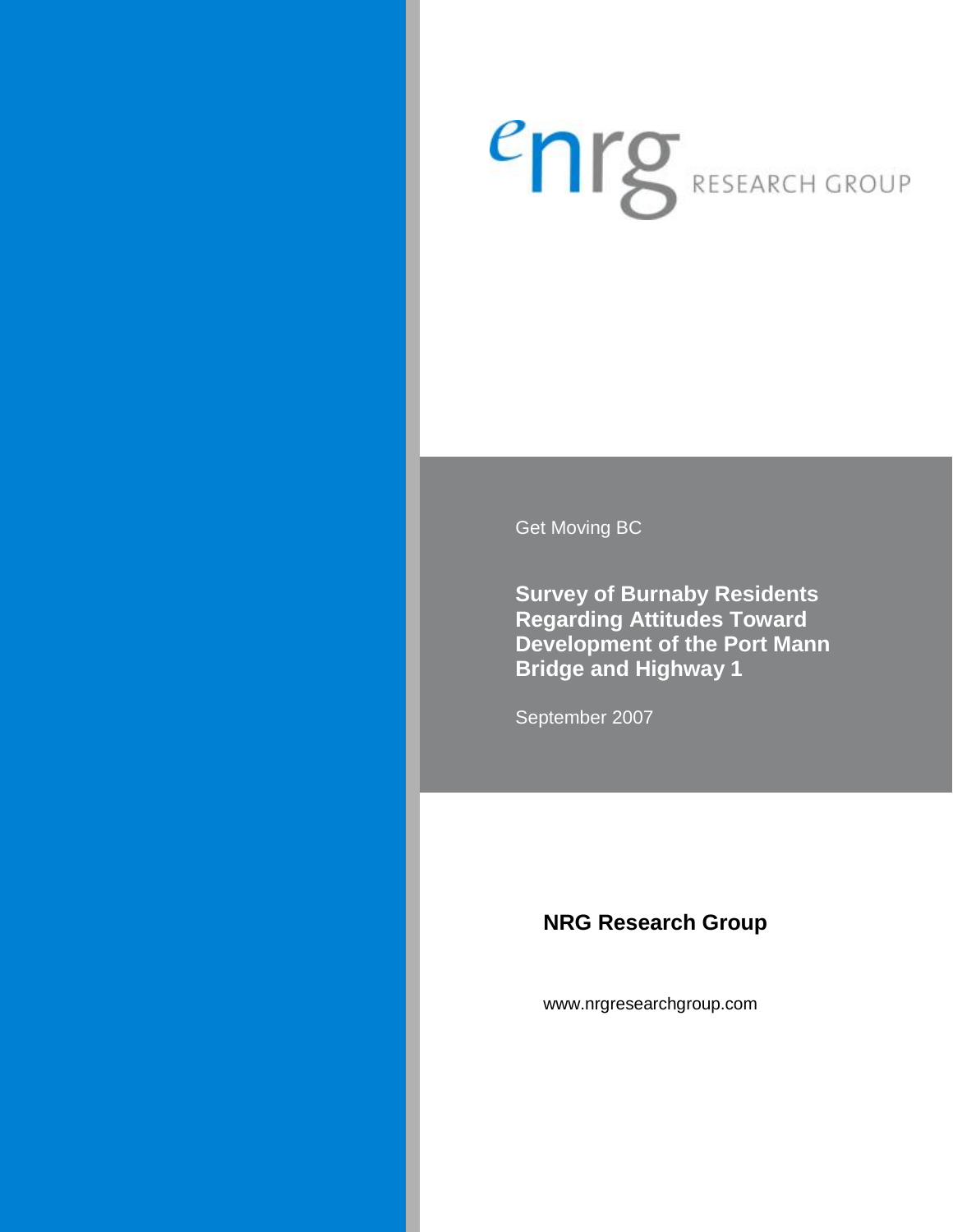enrg RESEARCH GROUP

Get Moving BC

# Survey of Burnaby Residents Regarding Attitudes Toward Development of the Port Mann Bridge and Highway 1

September 2007

**NRG Research Group**

www.nrgresearchgroup.com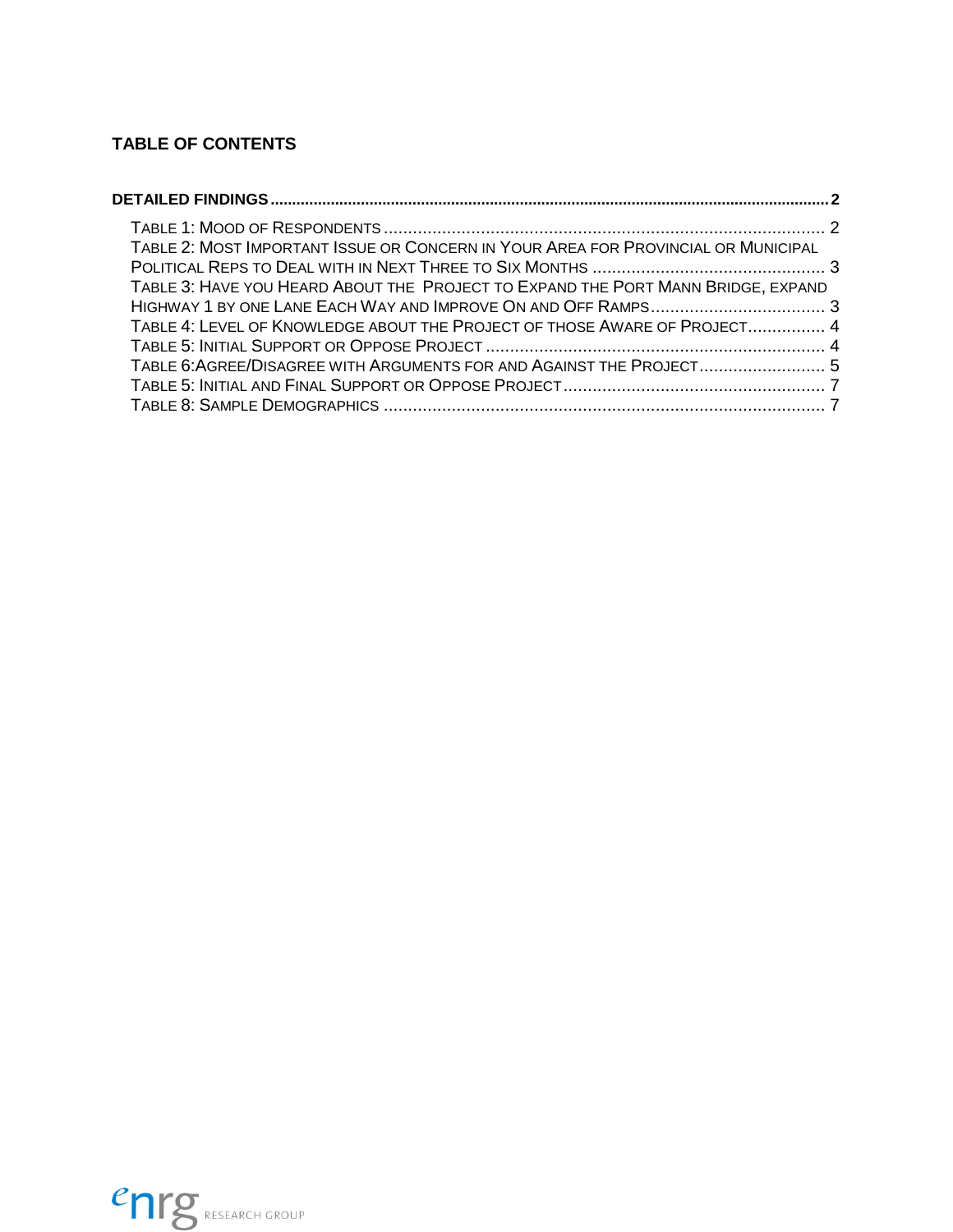# TABLE OF CONTENTS

**DETAILED FINDINGS** ................................................................................................................................ **2**

- TABLE 1: MOOD OF RESPONDENTS ........................................................................................... 2
- TABLE 2: MOST IMPORTANT ISSUE OR CONCERN IN YOUR AREA FOR PROVINCIAL OR MUNICIPAL POLITICAL REPS TO DEAL WITH IN NEXT THREE TO SIX MONTHS ................................................ 3
- TABLE 3: HAVE YOU HEARD ABOUT THE PROJECT TO EXPAND THE PORT MANN BRIDGE, EXPAND HIGHWAY 1 BY ONE LANE EACH WAY AND IMPROVE ON AND OFF RAMPS.................................... 3
- TABLE 4: LEVEL OF KNOWLEDGE ABOUT THE PROJECT OF THOSE AWARE OF PROJECT................ 4
- TABLE 5: INITIAL SUPPORT OR OPPOSE PROJECT ...................................................................... 4
- TABLE 6:AGREE/DISAGREE WITH ARGUMENTS FOR AND AGAINST THE PROJECT.......................... 5
- TABLE 5: INITIAL AND FINAL SUPPORT OR OPPOSE PROJECT...................................................... 7
- TABLE 8: SAMPLE DEMOGRAPHICS ........................................................................................... 7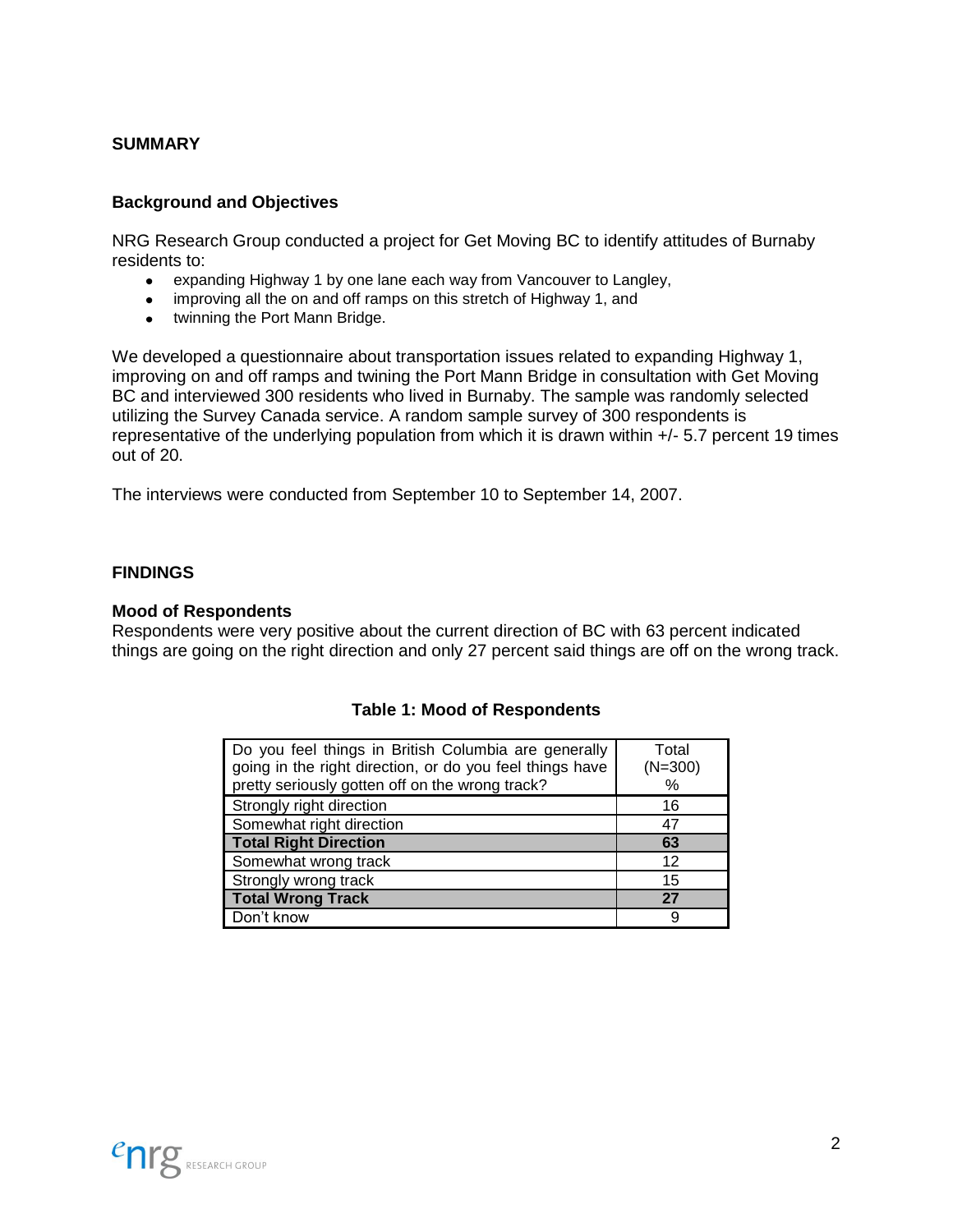## SUMMARY

### Background and Objectives

NRG Research Group conducted a project for Get Moving BC to identify attitudes of Burnaby residents to:

- expanding Highway 1 by one lane each way from Vancouver to Langley,
- improving all the on and off ramps on this stretch of Highway 1, and
- twinning the Port Mann Bridge.

We developed a questionnaire about transportation issues related to expanding Highway 1, improving on and off ramps and twining the Port Mann Bridge in consultation with Get Moving BC and interviewed 300 residents who lived in Burnaby. The sample was randomly selected utilizing the Survey Canada service. A random sample survey of 300 respondents is representative of the underlying population from which it is drawn within +/- 5.7 percent 19 times out of 20.

The interviews were conducted from September 10 to September 14, 2007.

## FINDINGS

### Mood of Respondents

Respondents were very positive about the current direction of BC with 63 percent indicated things are going on the right direction and only 27 percent said things are off on the wrong track.

**Table 1: Mood of Respondents**

| Do you feel things in British Columbia are generally going in the right direction, or do you feel things have pretty seriously gotten off on the wrong track? | Total (N=300) % |
|---|---|
| Strongly right direction | 16 |
| Somewhat right direction | 47 |
| **Total Right Direction** | **63** |
| Somewhat wrong track | 12 |
| Strongly wrong track | 15 |
| **Total Wrong Track** | **27** |
| Don't know | 9 |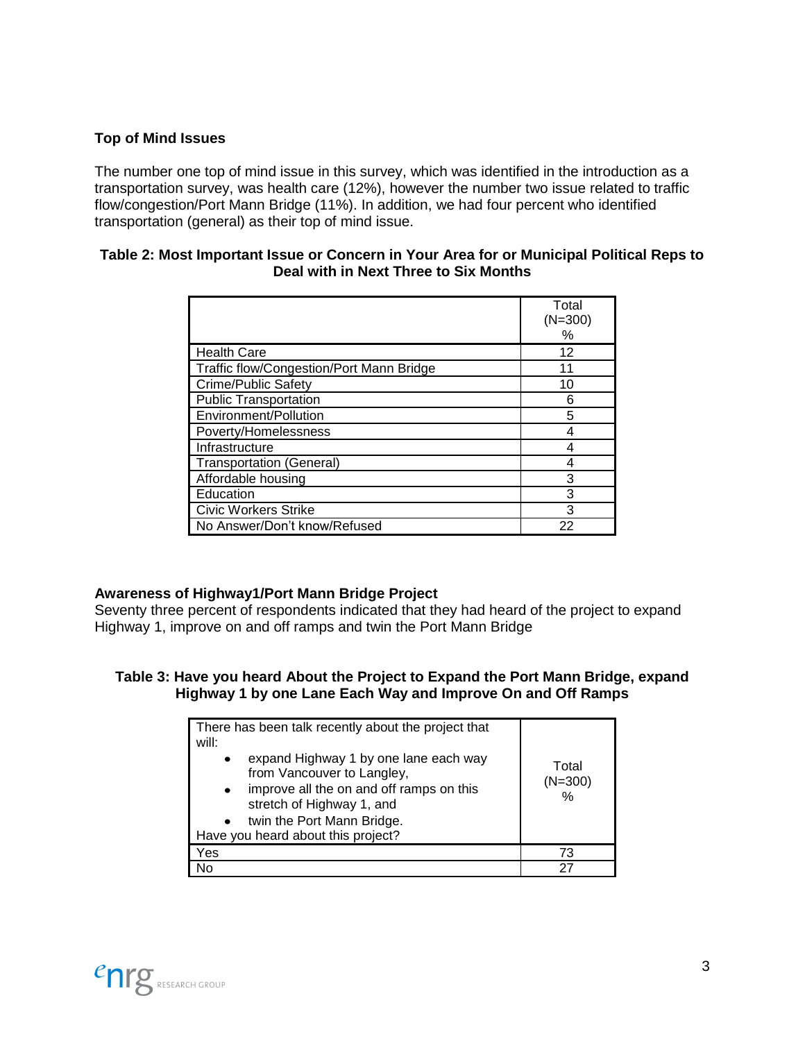### Top of Mind Issues

The number one top of mind issue in this survey, which was identified in the introduction as a transportation survey, was health care (12%), however the number two issue related to traffic flow/congestion/Port Mann Bridge (11%). In addition, we had four percent who identified transportation (general) as their top of mind issue.

**Table 2: Most Important Issue or Concern in Your Area for or Municipal Political Reps to Deal with in Next Three to Six Months**

| | Total (N=300) % |
|---|---|
| Health Care | 12 |
| Traffic flow/Congestion/Port Mann Bridge | 11 |
| Crime/Public Safety | 10 |
| Public Transportation | 6 |
| Environment/Pollution | 5 |
| Poverty/Homelessness | 4 |
| Infrastructure | 4 |
| Transportation (General) | 4 |
| Affordable housing | 3 |
| Education | 3 |
| Civic Workers Strike | 3 |
| No Answer/Don't know/Refused | 22 |

### Awareness of Highway1/Port Mann Bridge Project

Seventy three percent of respondents indicated that they had heard of the project to expand Highway 1, improve on and off ramps and twin the Port Mann Bridge

**Table 3: Have you heard About the Project to Expand the Port Mann Bridge, expand Highway 1 by one Lane Each Way and Improve On and Off Ramps**

| There has been talk recently about the project that will: • expand Highway 1 by one lane each way from Vancouver to Langley, • improve all the on and off ramps on this stretch of Highway 1, and • twin the Port Mann Bridge. Have you heard about this project? | Total (N=300) % |
|---|---|
| Yes | 73 |
| No | 27 |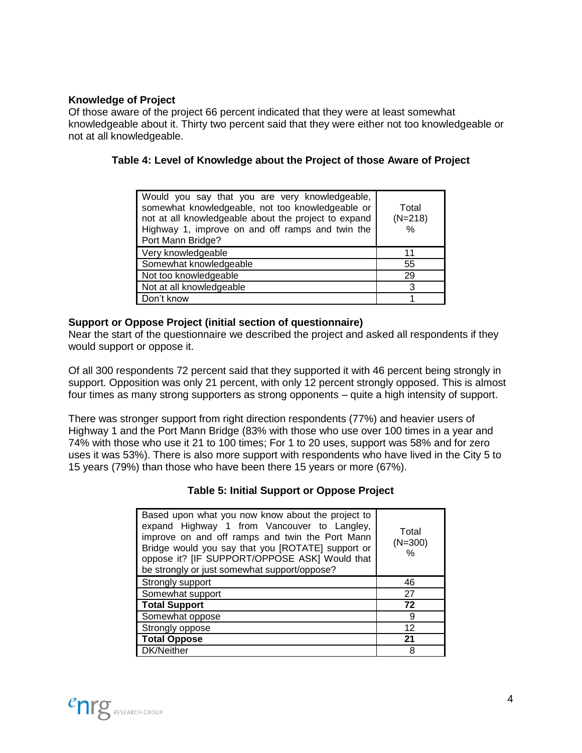### Knowledge of Project

Of those aware of the project 66 percent indicated that they were at least somewhat knowledgeable about it. Thirty two percent said that they were either not too knowledgeable or not at all knowledgeable.

**Table 4: Level of Knowledge about the Project of those Aware of Project**

| Would you say that you are very knowledgeable, somewhat knowledgeable, not too knowledgeable or not at all knowledgeable about the project to expand Highway 1, improve on and off ramps and twin the Port Mann Bridge? | Total (N=218) % |
|---|---|
| Very knowledgeable | 11 |
| Somewhat knowledgeable | 55 |
| Not too knowledgeable | 29 |
| Not at all knowledgeable | 3 |
| Don't know | 1 |

### Support or Oppose Project (initial section of questionnaire)

Near the start of the questionnaire we described the project and asked all respondents if they would support or oppose it.

Of all 300 respondents 72 percent said that they supported it with 46 percent being strongly in support. Opposition was only 21 percent, with only 12 percent strongly opposed. This is almost four times as many strong supporters as strong opponents – quite a high intensity of support.

There was stronger support from right direction respondents (77%) and heavier users of Highway 1 and the Port Mann Bridge (83% with those who use over 100 times in a year and 74% with those who use it 21 to 100 times; For 1 to 20 uses, support was 58% and for zero uses it was 53%). There is also more support with respondents who have lived in the City 5 to 15 years (79%) than those who have been there 15 years or more (67%).

**Table 5: Initial Support or Oppose Project**

| Based upon what you now know about the project to expand Highway 1 from Vancouver to Langley, improve on and off ramps and twin the Port Mann Bridge would you say that you [ROTATE] support or oppose it? [IF SUPPORT/OPPOSE ASK] Would that be strongly or just somewhat support/oppose? | Total (N=300) % |
|---|---|
| Strongly support | 46 |
| Somewhat support | 27 |
| **Total Support** | **72** |
| Somewhat oppose | 9 |
| Strongly oppose | 12 |
| **Total Oppose** | **21** |
| DK/Neither | 8 |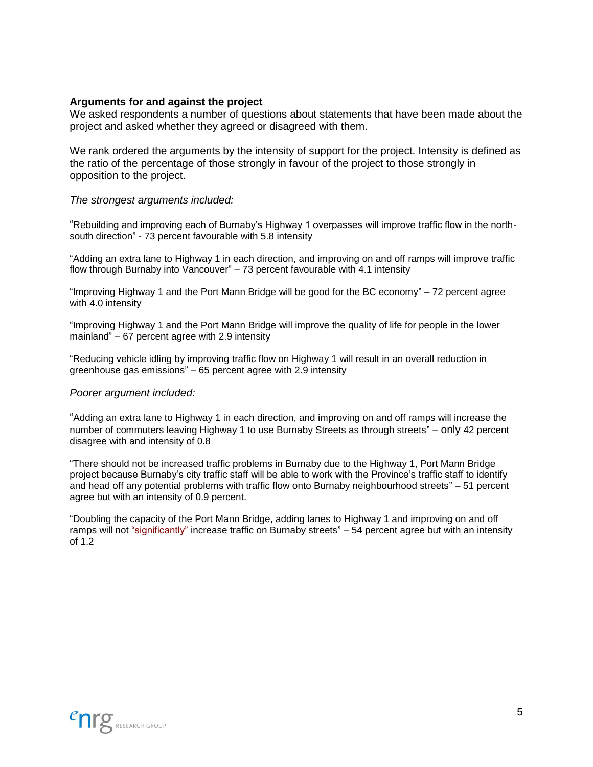**Arguments for and against the project**

We asked respondents a number of questions about statements that have been made about the project and asked whether they agreed or disagreed with them.

We rank ordered the arguments by the intensity of support for the project. Intensity is defined as the ratio of the percentage of those strongly in favour of the project to those strongly in opposition to the project.

*The strongest arguments included:*

"Rebuilding and improving each of Burnaby's Highway 1 overpasses will improve traffic flow in the north-south direction" - 73 percent favourable with 5.8 intensity

"Adding an extra lane to Highway 1 in each direction, and improving on and off ramps will improve traffic flow through Burnaby into Vancouver" – 73 percent favourable with 4.1 intensity

"Improving Highway 1 and the Port Mann Bridge will be good for the BC economy" – 72 percent agree with 4.0 intensity

"Improving Highway 1 and the Port Mann Bridge will improve the quality of life for people in the lower mainland" – 67 percent agree with 2.9 intensity

"Reducing vehicle idling by improving traffic flow on Highway 1 will result in an overall reduction in greenhouse gas emissions" – 65 percent agree with 2.9 intensity

*Poorer argument included:*

"Adding an extra lane to Highway 1 in each direction, and improving on and off ramps will increase the number of commuters leaving Highway 1 to use Burnaby Streets as through streets" – only 42 percent disagree with and intensity of 0.8

"There should not be increased traffic problems in Burnaby due to the Highway 1, Port Mann Bridge project because Burnaby's city traffic staff will be able to work with the Province's traffic staff to identify and head off any potential problems with traffic flow onto Burnaby neighbourhood streets" – 51 percent agree but with an intensity of 0.9 percent.

"Doubling the capacity of the Port Mann Bridge, adding lanes to Highway 1 and improving on and off ramps will not "significantly" increase traffic on Burnaby streets" – 54 percent agree but with an intensity of 1.2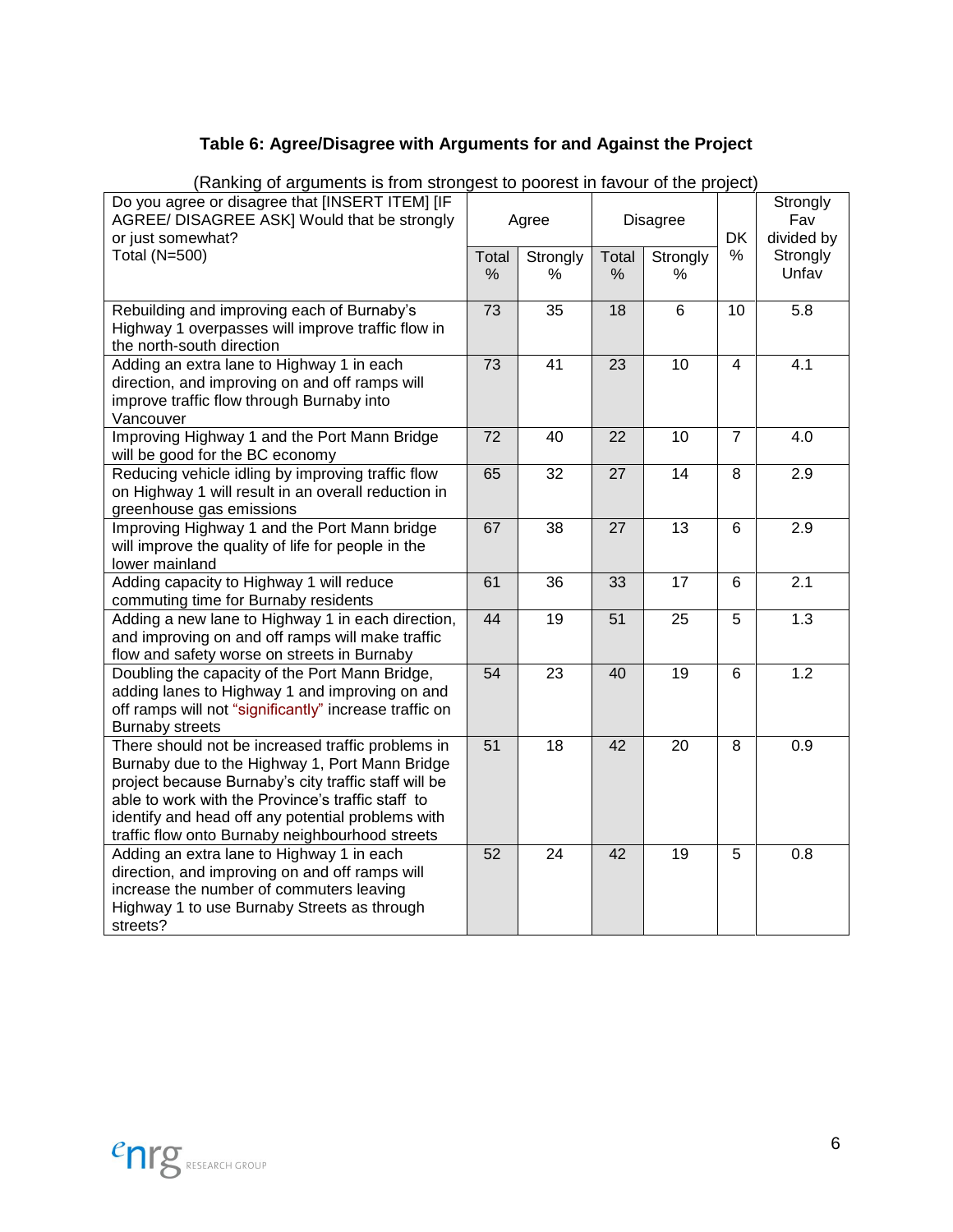**Table 6: Agree/Disagree with Arguments for and Against the Project**

(Ranking of arguments is from strongest to poorest in favour of the project)

| Do you agree or disagree that [INSERT ITEM] [IF AGREE/ DISAGREE ASK] Would that be strongly or just somewhat? Total (N=500) | Agree | | Disagree | | DK % | Strongly Fav divided by Strongly Unfav |
|---|---|---|---|---|---|---|
| | Total % | Strongly % | Total % | Strongly % | | |
| Rebuilding and improving each of Burnaby's Highway 1 overpasses will improve traffic flow in the north-south direction | 73 | 35 | 18 | 6 | 10 | 5.8 |
| Adding an extra lane to Highway 1 in each direction, and improving on and off ramps will improve traffic flow through Burnaby into Vancouver | 73 | 41 | 23 | 10 | 4 | 4.1 |
| Improving Highway 1 and the Port Mann Bridge will be good for the BC economy | 72 | 40 | 22 | 10 | 7 | 4.0 |
| Reducing vehicle idling by improving traffic flow on Highway 1 will result in an overall reduction in greenhouse gas emissions | 65 | 32 | 27 | 14 | 8 | 2.9 |
| Improving Highway 1 and the Port Mann bridge will improve the quality of life for people in the lower mainland | 67 | 38 | 27 | 13 | 6 | 2.9 |
| Adding capacity to Highway 1 will reduce commuting time for Burnaby residents | 61 | 36 | 33 | 17 | 6 | 2.1 |
| Adding a new lane to Highway 1 in each direction, and improving on and off ramps will make traffic flow and safety worse on streets in Burnaby | 44 | 19 | 51 | 25 | 5 | 1.3 |
| Doubling the capacity of the Port Mann Bridge, adding lanes to Highway 1 and improving on and off ramps will not "significantly" increase traffic on Burnaby streets | 54 | 23 | 40 | 19 | 6 | 1.2 |
| There should not be increased traffic problems in Burnaby due to the Highway 1, Port Mann Bridge project because Burnaby's city traffic staff will be able to work with the Province's traffic staff to identify and head off any potential problems with traffic flow onto Burnaby neighbourhood streets | 51 | 18 | 42 | 20 | 8 | 0.9 |
| Adding an extra lane to Highway 1 in each direction, and improving on and off ramps will increase the number of commuters leaving Highway 1 to use Burnaby Streets as through streets? | 52 | 24 | 42 | 19 | 5 | 0.8 |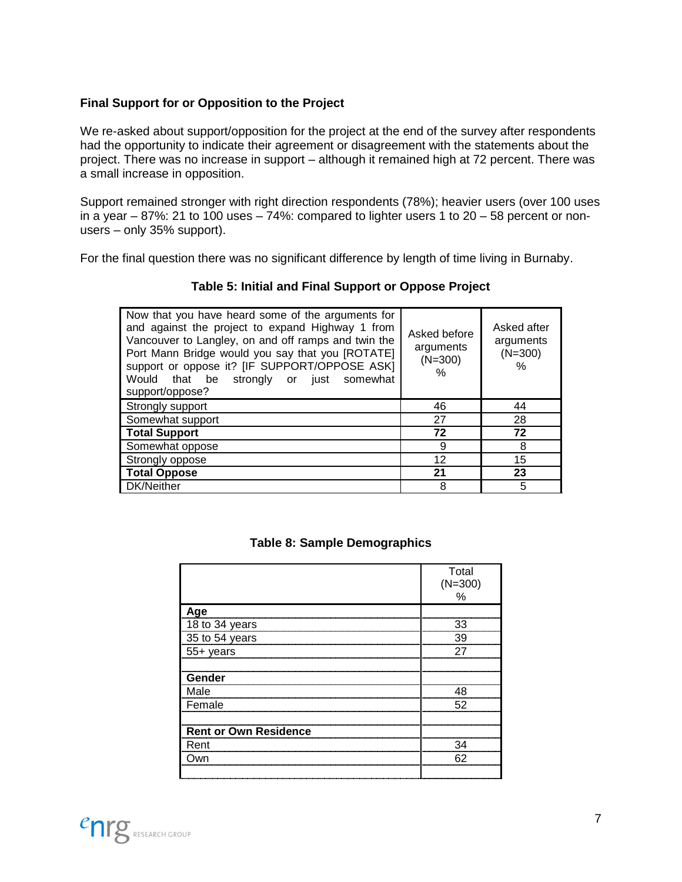**Final Support for or Opposition to the Project**

We re-asked about support/opposition for the project at the end of the survey after respondents had the opportunity to indicate their agreement or disagreement with the statements about the project. There was no increase in support – although it remained high at 72 percent. There was a small increase in opposition.

Support remained stronger with right direction respondents (78%); heavier users (over 100 uses in a year – 87%: 21 to 100 uses – 74%: compared to lighter users 1 to 20 – 58 percent or non-users – only 35% support).

For the final question there was no significant difference by length of time living in Burnaby.

**Table 5: Initial and Final Support or Oppose Project**

| Now that you have heard some of the arguments for and against the project to expand Highway 1 from Vancouver to Langley, on and off ramps and twin the Port Mann Bridge would you say that you [ROTATE] support or oppose it? [IF SUPPORT/OPPOSE ASK] Would that be strongly or just somewhat support/oppose? | Asked before arguments (N=300) % | Asked after arguments (N=300) % |
|---|---|---|
| Strongly support | 46 | 44 |
| Somewhat support | 27 | 28 |
| **Total Support** | **72** | **72** |
| Somewhat oppose | 9 | 8 |
| Strongly oppose | 12 | 15 |
| **Total Oppose** | **21** | **23** |
| DK/Neither | 8 | 5 |

**Table 8: Sample Demographics**

| | Total (N=300) % |
|---|---|
| **Age** | |
| 18 to 34 years | 33 |
| 35 to 54 years | 39 |
| 55+ years | 27 |
| | |
| **Gender** | |
| Male | 48 |
| Female | 52 |
| | |
| **Rent or Own Residence** | |
| Rent | 34 |
| Own | 62 |
| | |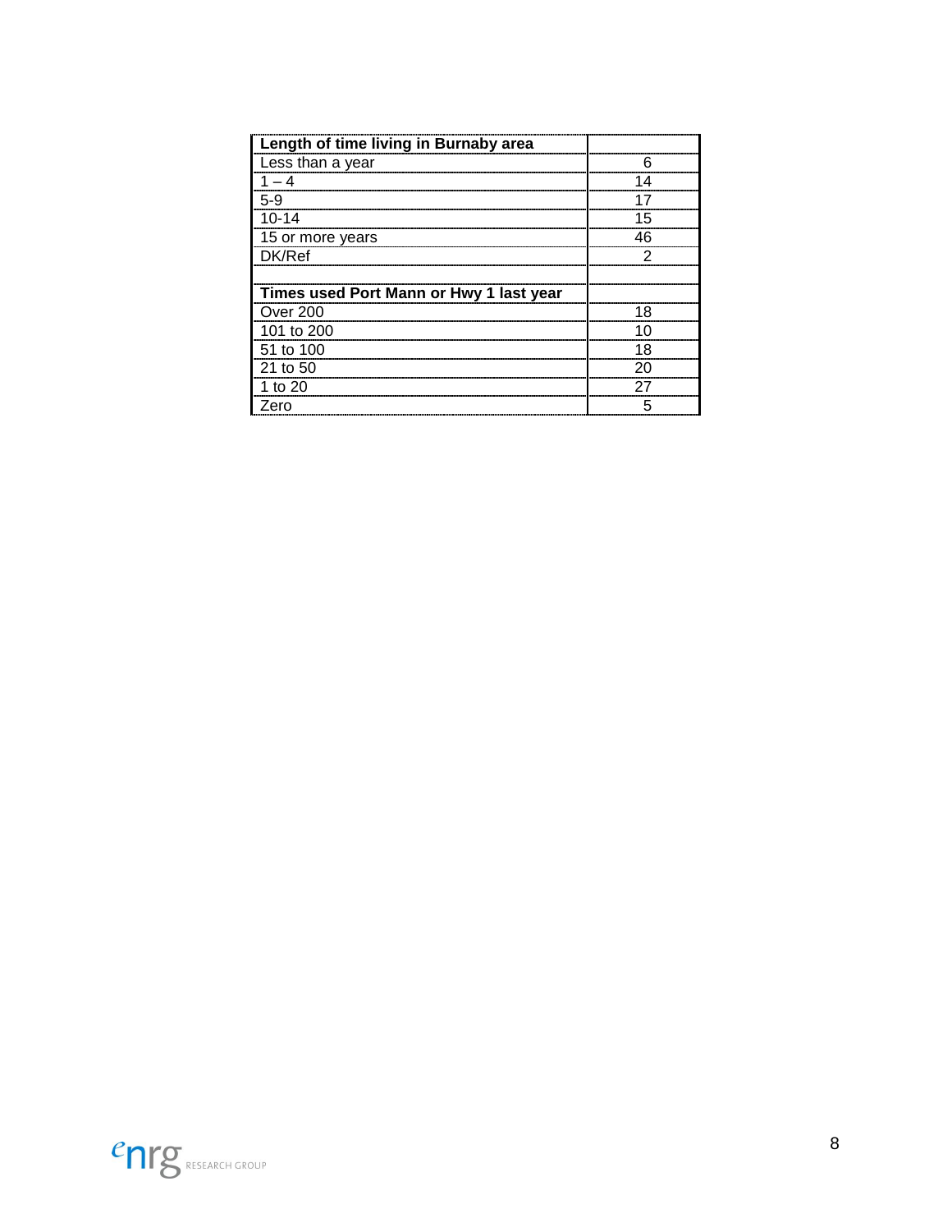| | |
|---|---|
| **Length of time living in Burnaby area** | |
| Less than a year | 6 |
| 1 – 4 | 14 |
| 5-9 | 17 |
| 10-14 | 15 |
| 15 or more years | 46 |
| DK/Ref | 2 |
| | |
| **Times used Port Mann or Hwy 1 last year** | |
| Over 200 | 18 |
| 101 to 200 | 10 |
| 51 to 100 | 18 |
| 21 to 50 | 20 |
| 1 to 20 | 27 |
| Zero | 5 |